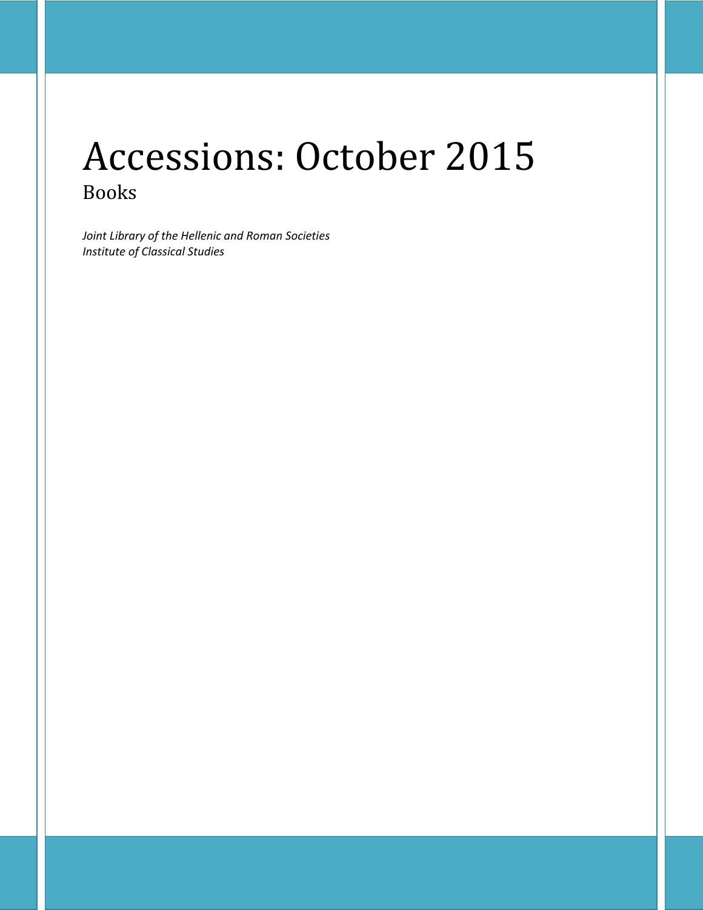# Accessions: October 2015

## Books

*Joint Library of the Hellenic and Roman Societies*
*Institute of Classical Studies*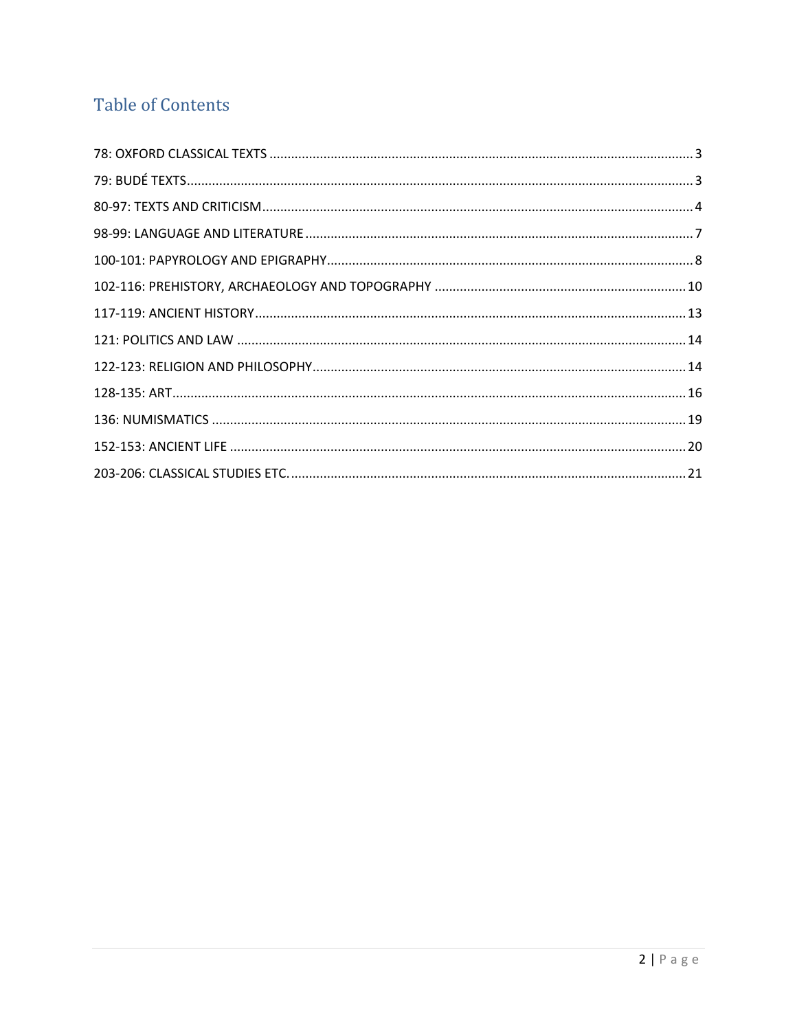## Table of Contents

78: OXFORD CLASSICAL TEXTS ........ 3
79: BUDÉ TEXTS ........ 3
80-97: TEXTS AND CRITICISM ........ 4
98-99: LANGUAGE AND LITERATURE ........ 7
100-101: PAPYROLOGY AND EPIGRAPHY ........ 8
102-116: PREHISTORY, ARCHAEOLOGY AND TOPOGRAPHY ........ 10
117-119: ANCIENT HISTORY ........ 13
121: POLITICS AND LAW ........ 14
122-123: RELIGION AND PHILOSOPHY ........ 14
128-135: ART ........ 16
136: NUMISMATICS ........ 19
152-153: ANCIENT LIFE ........ 20
203-206: CLASSICAL STUDIES ETC. ........ 21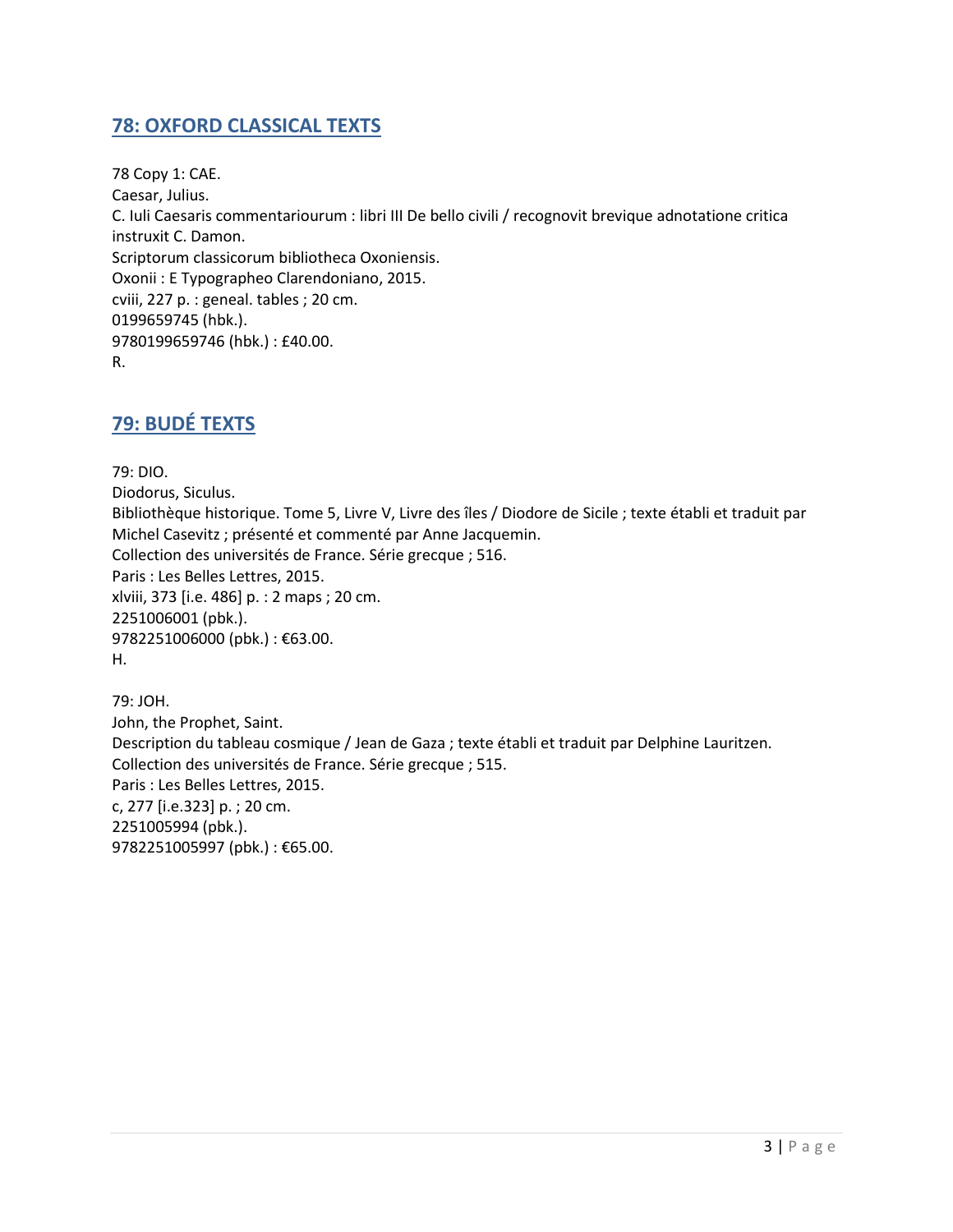## 78: OXFORD CLASSICAL TEXTS

78 Copy 1: CAE.
Caesar, Julius.
C. Iuli Caesaris commentariourum : libri III De bello civili / recognovit brevique adnotatione critica instruxit C. Damon.
Scriptorum classicorum bibliotheca Oxoniensis.
Oxonii : E Typographeo Clarendoniano, 2015.
cviii, 227 p. : geneal. tables ; 20 cm.
0199659745 (hbk.).
9780199659746 (hbk.) : £40.00.
R.

## 79: BUDÉ TEXTS

79: DIO.
Diodorus, Siculus.
Bibliothèque historique. Tome 5, Livre V, Livre des îles / Diodore de Sicile ; texte établi et traduit par Michel Casevitz ; présenté et commenté par Anne Jacquemin.
Collection des universités de France. Série grecque ; 516.
Paris : Les Belles Lettres, 2015.
xlviii, 373 [i.e. 486] p. : 2 maps ; 20 cm.
2251006001 (pbk.).
9782251006000 (pbk.) : €63.00.
H.

79: JOH.
John, the Prophet, Saint.
Description du tableau cosmique / Jean de Gaza ; texte établi et traduit par Delphine Lauritzen.
Collection des universités de France. Série grecque ; 515.
Paris : Les Belles Lettres, 2015.
c, 277 [i.e.323] p. ; 20 cm.
2251005994 (pbk.).
9782251005997 (pbk.) : €65.00.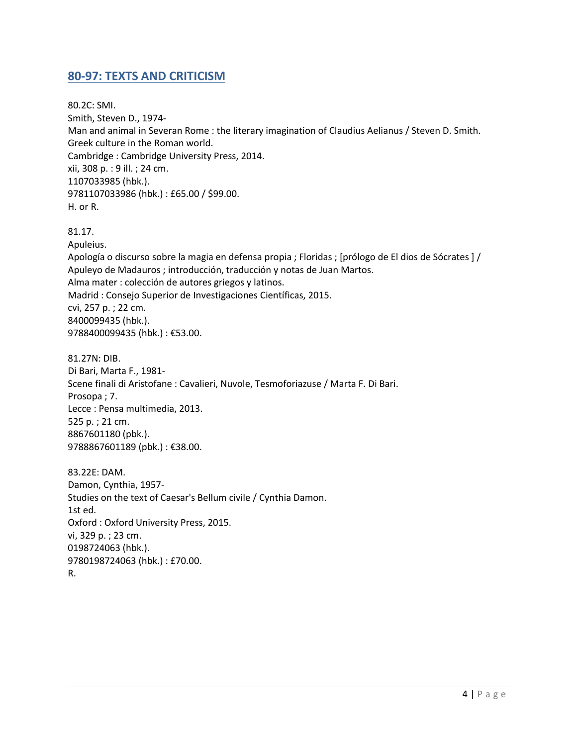## 80-97: TEXTS AND CRITICISM

80.2C: SMI.
Smith, Steven D., 1974-
Man and animal in Severan Rome : the literary imagination of Claudius Aelianus / Steven D. Smith.
Greek culture in the Roman world.
Cambridge : Cambridge University Press, 2014.
xii, 308 p. : 9 ill. ; 24 cm.
1107033985 (hbk.).
9781107033986 (hbk.) : £65.00 / $99.00.
H. or R.

81.17.
Apuleius.
Apología o discurso sobre la magia en defensa propia ; Floridas ; [prólogo de El dios de Sócrates ] / Apuleyo de Madauros ; introducción, traducción y notas de Juan Martos.
Alma mater : colección de autores griegos y latinos.
Madrid : Consejo Superior de Investigaciones Científicas, 2015.
cvi, 257 p. ; 22 cm.
8400099435 (hbk.).
9788400099435 (hbk.) : €53.00.

81.27N: DIB.
Di Bari, Marta F., 1981-
Scene finali di Aristofane : Cavalieri, Nuvole, Tesmoforiazuse / Marta F. Di Bari.
Prosopa ; 7.
Lecce : Pensa multimedia, 2013.
525 p. ; 21 cm.
8867601180 (pbk.).
9788867601189 (pbk.) : €38.00.

83.22E: DAM.
Damon, Cynthia, 1957-
Studies on the text of Caesar's Bellum civile / Cynthia Damon.
1st ed.
Oxford : Oxford University Press, 2015.
vi, 329 p. ; 23 cm.
0198724063 (hbk.).
9780198724063 (hbk.) : £70.00.
R.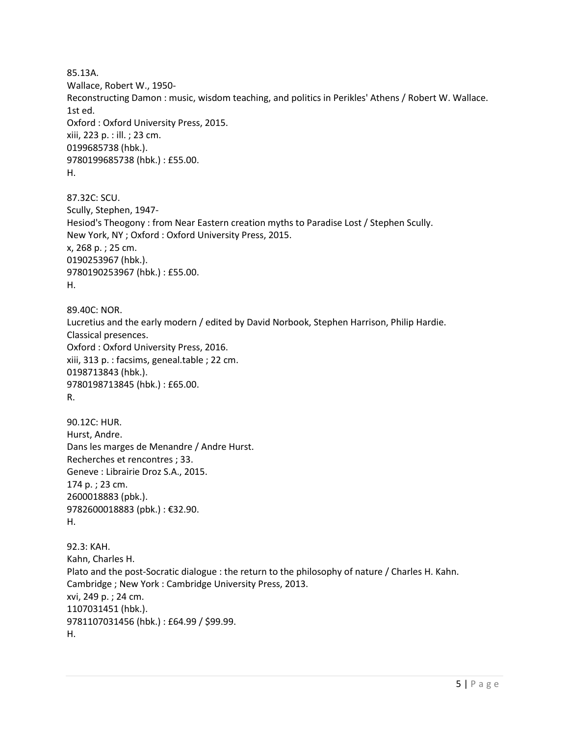85.13A.
Wallace, Robert W., 1950-
Reconstructing Damon : music, wisdom teaching, and politics in Perikles' Athens / Robert W. Wallace.
1st ed.
Oxford : Oxford University Press, 2015.
xiii, 223 p. : ill. ; 23 cm.
0199685738 (hbk.).
9780199685738 (hbk.) : £55.00.
H.

87.32C: SCU.
Scully, Stephen, 1947-
Hesiod's Theogony : from Near Eastern creation myths to Paradise Lost / Stephen Scully.
New York, NY ; Oxford : Oxford University Press, 2015.
x, 268 p. ; 25 cm.
0190253967 (hbk.).
9780190253967 (hbk.) : £55.00.
H.

89.40C: NOR.
Lucretius and the early modern / edited by David Norbook, Stephen Harrison, Philip Hardie.
Classical presences.
Oxford : Oxford University Press, 2016.
xiii, 313 p. : facsims, geneal.table ; 22 cm.
0198713843 (hbk.).
9780198713845 (hbk.) : £65.00.
R.

90.12C: HUR.
Hurst, Andre.
Dans les marges de Menandre / Andre Hurst.
Recherches et rencontres ; 33.
Geneve : Librairie Droz S.A., 2015.
174 p. ; 23 cm.
2600018883 (pbk.).
9782600018883 (pbk.) : €32.90.
H.

92.3: KAH.
Kahn, Charles H.
Plato and the post-Socratic dialogue : the return to the philosophy of nature / Charles H. Kahn.
Cambridge ; New York : Cambridge University Press, 2013.
xvi, 249 p. ; 24 cm.
1107031451 (hbk.).
9781107031456 (hbk.) : £64.99 / $99.99.
H.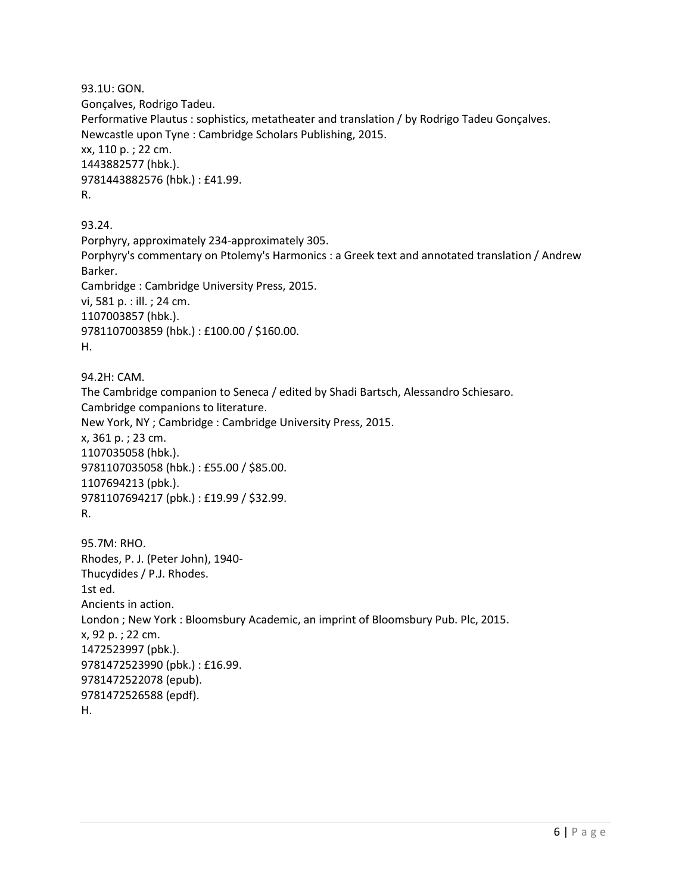93.1U: GON.
Gonçalves, Rodrigo Tadeu.
Performative Plautus : sophistics, metatheater and translation / by Rodrigo Tadeu Gonçalves.
Newcastle upon Tyne : Cambridge Scholars Publishing, 2015.
xx, 110 p. ; 22 cm.
1443882577 (hbk.).
9781443882576 (hbk.) : £41.99.
R.

93.24.
Porphyry, approximately 234-approximately 305.
Porphyry's commentary on Ptolemy's Harmonics : a Greek text and annotated translation / Andrew Barker.
Cambridge : Cambridge University Press, 2015.
vi, 581 p. : ill. ; 24 cm.
1107003857 (hbk.).
9781107003859 (hbk.) : £100.00 / $160.00.
H.

94.2H: CAM.
The Cambridge companion to Seneca / edited by Shadi Bartsch, Alessandro Schiesaro.
Cambridge companions to literature.
New York, NY ; Cambridge : Cambridge University Press, 2015.
x, 361 p. ; 23 cm.
1107035058 (hbk.).
9781107035058 (hbk.) : £55.00 / $85.00.
1107694213 (pbk.).
9781107694217 (pbk.) : £19.99 / $32.99.
R.

95.7M: RHO.
Rhodes, P. J. (Peter John), 1940-
Thucydides / P.J. Rhodes.
1st ed.
Ancients in action.
London ; New York : Bloomsbury Academic, an imprint of Bloomsbury Pub. Plc, 2015.
x, 92 p. ; 22 cm.
1472523997 (pbk.).
9781472523990 (pbk.) : £16.99.
9781472522078 (epub).
9781472526588 (epdf).
H.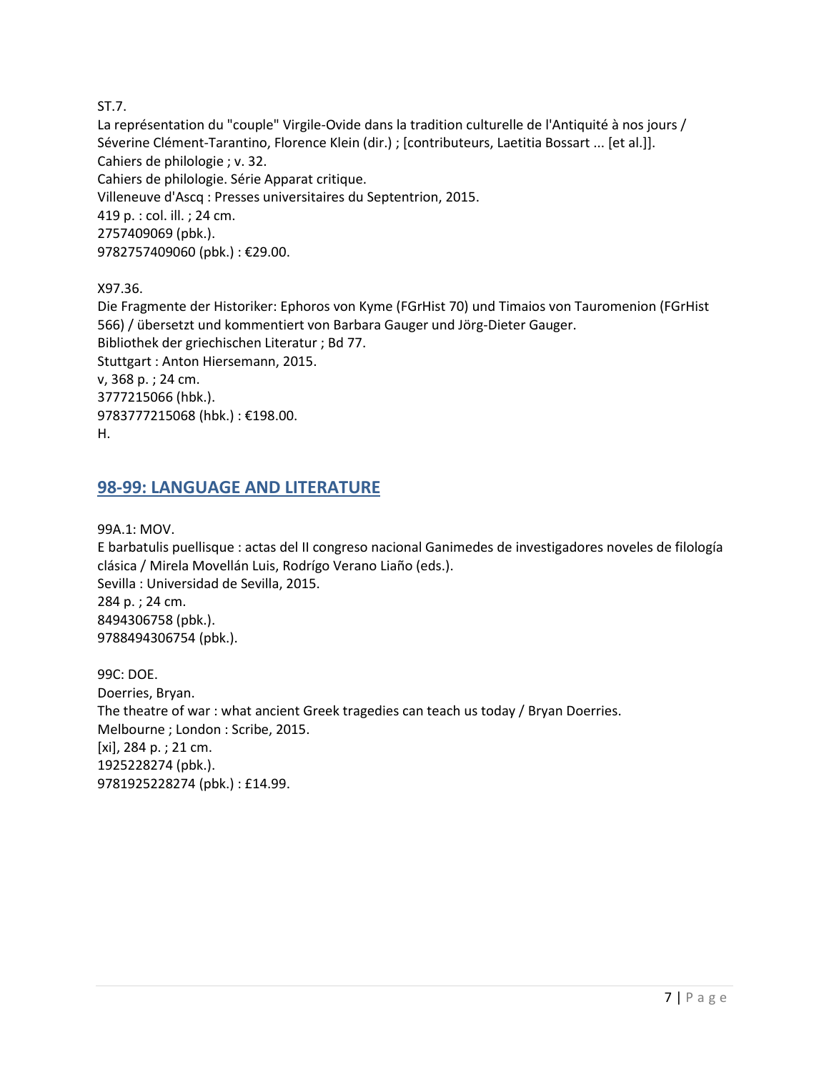ST.7.
La représentation du "couple" Virgile-Ovide dans la tradition culturelle de l'Antiquité à nos jours / Séverine Clément-Tarantino, Florence Klein (dir.) ; [contributeurs, Laetitia Bossart ... [et al.]].
Cahiers de philologie ; v. 32.
Cahiers de philologie. Série Apparat critique.
Villeneuve d'Ascq : Presses universitaires du Septentrion, 2015.
419 p. : col. ill. ; 24 cm.
2757409069 (pbk.).
9782757409060 (pbk.) : €29.00.

X97.36.
Die Fragmente der Historiker: Ephoros von Kyme (FGrHist 70) und Timaios von Tauromenion (FGrHist 566) / übersetzt und kommentiert von Barbara Gauger und Jörg-Dieter Gauger.
Bibliothek der griechischen Literatur ; Bd 77.
Stuttgart : Anton Hiersemann, 2015.
v, 368 p. ; 24 cm.
3777215066 (hbk.).
9783777215068 (hbk.) : €198.00.
H.

## 98-99: LANGUAGE AND LITERATURE

99A.1: MOV.
E barbatulis puellisque : actas del II congreso nacional Ganimedes de investigadores noveles de filología clásica / Mirela Movellán Luis, Rodrígo Verano Liaño (eds.).
Sevilla : Universidad de Sevilla, 2015.
284 p. ; 24 cm.
8494306758 (pbk.).
9788494306754 (pbk.).

99C: DOE.
Doerries, Bryan.
The theatre of war : what ancient Greek tragedies can teach us today / Bryan Doerries.
Melbourne ; London : Scribe, 2015.
[xi], 284 p. ; 21 cm.
1925228274 (pbk.).
9781925228274 (pbk.) : £14.99.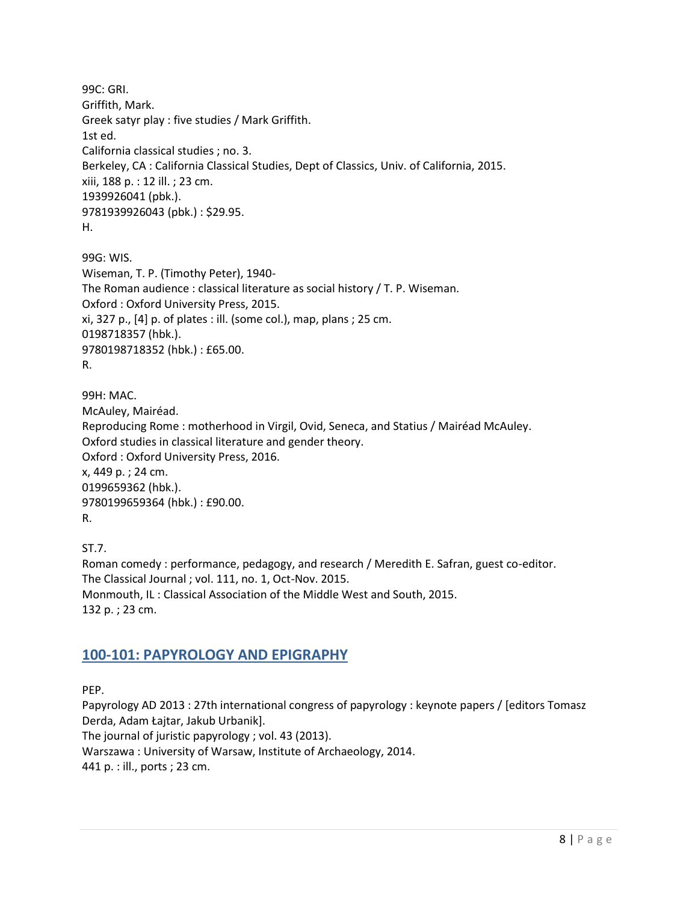99C: GRI.
Griffith, Mark.
Greek satyr play : five studies / Mark Griffith.
1st ed.
California classical studies ; no. 3.
Berkeley, CA : California Classical Studies, Dept of Classics, Univ. of California, 2015.
xiii, 188 p. : 12 ill. ; 23 cm.
1939926041 (pbk.).
9781939926043 (pbk.) : $29.95.
H.

99G: WIS.
Wiseman, T. P. (Timothy Peter), 1940-
The Roman audience : classical literature as social history / T. P. Wiseman.
Oxford : Oxford University Press, 2015.
xi, 327 p., [4] p. of plates : ill. (some col.), map, plans ; 25 cm.
0198718357 (hbk.).
9780198718352 (hbk.) : £65.00.
R.

99H: MAC.
McAuley, Mairéad.
Reproducing Rome : motherhood in Virgil, Ovid, Seneca, and Statius / Mairéad McAuley.
Oxford studies in classical literature and gender theory.
Oxford : Oxford University Press, 2016.
x, 449 p. ; 24 cm.
0199659362 (hbk.).
9780199659364 (hbk.) : £90.00.
R.

ST.7.
Roman comedy : performance, pedagogy, and research / Meredith E. Safran, guest co-editor.
The Classical Journal ; vol. 111, no. 1, Oct-Nov. 2015.
Monmouth, IL : Classical Association of the Middle West and South, 2015.
132 p. ; 23 cm.

## 100-101: PAPYROLOGY AND EPIGRAPHY

PEP.
Papyrology AD 2013 : 27th international congress of papyrology : keynote papers / [editors Tomasz Derda, Adam Łajtar, Jakub Urbanik].
The journal of juristic papyrology ; vol. 43 (2013).
Warszawa : University of Warsaw, Institute of Archaeology, 2014.
441 p. : ill., ports ; 23 cm.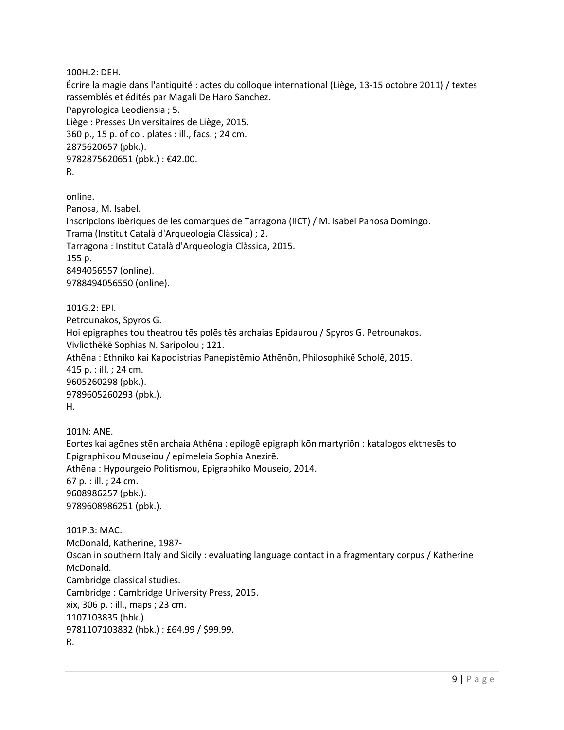100H.2: DEH.
Écrire la magie dans l'antiquité : actes du colloque international (Liège, 13-15 octobre 2011) / textes rassemblés et édités par Magali De Haro Sanchez.
Papyrologica Leodiensia ; 5.
Liège : Presses Universitaires de Liège, 2015.
360 p., 15 p. of col. plates : ill., facs. ; 24 cm.
2875620657 (pbk.).
9782875620651 (pbk.) : €42.00.
R.

online.
Panosa, M. Isabel.
Inscripcions ibèriques de les comarques de Tarragona (IICT) / M. Isabel Panosa Domingo.
Trama (Institut Català d'Arqueologia Clàssica) ; 2.
Tarragona : Institut Català d'Arqueologia Clàssica, 2015.
155 p.
8494056557 (online).
9788494056550 (online).

101G.2: EPI.
Petrounakos, Spyros G.
Hoi epigraphes tou theatrou tēs polēs tēs archaias Epidaurou / Spyros G. Petrounakos.
Vivliothēkē Sophias N. Saripolou ; 121.
Athēna : Ethniko kai Kapodistrias Panepistēmio Athēnōn, Philosophikē Scholē, 2015.
415 p. : ill. ; 24 cm.
9605260298 (pbk.).
9789605260293 (pbk.).
H.

101N: ANE.
Eortes kai agōnes stēn archaia Athēna : epilogē epigraphikōn martyriōn : katalogos ekthesēs to Epigraphikou Mouseiou / epimeleia Sophia Anezirē.
Athēna : Hypourgeio Politismou, Epigraphiko Mouseio, 2014.
67 p. : ill. ; 24 cm.
9608986257 (pbk.).
9789608986251 (pbk.).

101P.3: MAC.
McDonald, Katherine, 1987-
Oscan in southern Italy and Sicily : evaluating language contact in a fragmentary corpus / Katherine McDonald.
Cambridge classical studies.
Cambridge : Cambridge University Press, 2015.
xix, 306 p. : ill., maps ; 23 cm.
1107103835 (hbk.).
9781107103832 (hbk.) : £64.99 / $99.99.
R.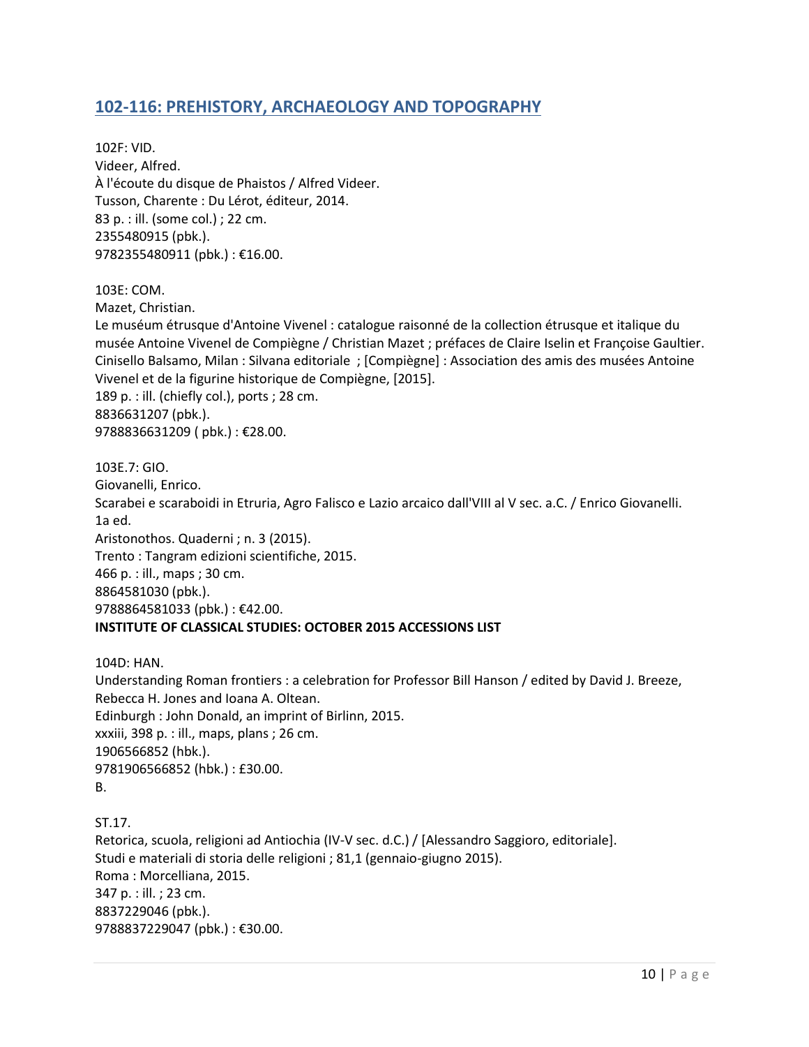## 102-116: PREHISTORY, ARCHAEOLOGY AND TOPOGRAPHY

102F: VID.
Videer, Alfred.
À l'écoute du disque de Phaistos / Alfred Videer.
Tusson, Charente : Du Lérot, éditeur, 2014.
83 p. : ill. (some col.) ; 22 cm.
2355480915 (pbk.).
9782355480911 (pbk.) : €16.00.

103E: COM.
Mazet, Christian.
Le muséum étrusque d'Antoine Vivenel : catalogue raisonné de la collection étrusque et italique du musée Antoine Vivenel de Compiègne / Christian Mazet ; préfaces de Claire Iselin et Françoise Gaultier.
Cinisello Balsamo, Milan : Silvana editoriale ; [Compiègne] : Association des amis des musées Antoine Vivenel et de la figurine historique de Compiègne, [2015].
189 p. : ill. (chiefly col.), ports ; 28 cm.
8836631207 (pbk.).
9788836631209 ( pbk.) : €28.00.

103E.7: GIO.
Giovanelli, Enrico.
Scarabei e scaraboidi in Etruria, Agro Falisco e Lazio arcaico dall'VIII al V sec. a.C. / Enrico Giovanelli.
1a ed.
Aristonothos. Quaderni ; n. 3 (2015).
Trento : Tangram edizioni scientifiche, 2015.
466 p. : ill., maps ; 30 cm.
8864581030 (pbk.).
9788864581033 (pbk.) : €42.00.

104D: HAN.
Understanding Roman frontiers : a celebration for Professor Bill Hanson / edited by David J. Breeze, Rebecca H. Jones and Ioana A. Oltean.
Edinburgh : John Donald, an imprint of Birlinn, 2015.
xxxiii, 398 p. : ill., maps, plans ; 26 cm.
1906566852 (hbk.).
9781906566852 (hbk.) : £30.00.
B.

ST.17.
Retorica, scuola, religioni ad Antiochia (IV-V sec. d.C.) / [Alessandro Saggioro, editoriale].
Studi e materiali di storia delle religioni ; 81,1 (gennaio-giugno 2015).
Roma : Morcelliana, 2015.
347 p. : ill. ; 23 cm.
8837229046 (pbk.).
9788837229047 (pbk.) : €30.00.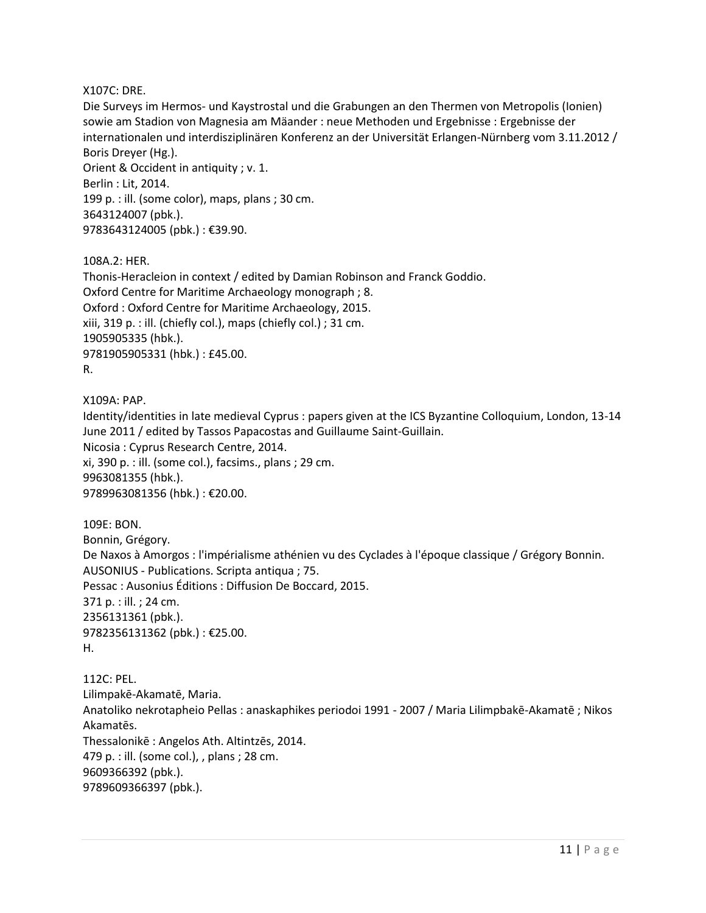X107C: DRE.
Die Surveys im Hermos- und Kaystrostal und die Grabungen an den Thermen von Metropolis (Ionien) sowie am Stadion von Magnesia am Mäander : neue Methoden und Ergebnisse : Ergebnisse der internationalen und interdisziplinären Konferenz an der Universität Erlangen-Nürnberg vom 3.11.2012 / Boris Dreyer (Hg.).
Orient & Occident in antiquity ; v. 1.
Berlin : Lit, 2014.
199 p. : ill. (some color), maps, plans ; 30 cm.
3643124007 (pbk.).
9783643124005 (pbk.) : €39.90.

108A.2: HER.
Thonis-Heracleion in context / edited by Damian Robinson and Franck Goddio.
Oxford Centre for Maritime Archaeology monograph ; 8.
Oxford : Oxford Centre for Maritime Archaeology, 2015.
xiii, 319 p. : ill. (chiefly col.), maps (chiefly col.) ; 31 cm.
1905905335 (hbk.).
9781905905331 (hbk.) : £45.00.
R.

X109A: PAP.
Identity/identities in late medieval Cyprus : papers given at the ICS Byzantine Colloquium, London, 13-14 June 2011 / edited by Tassos Papacostas and Guillaume Saint-Guillain.
Nicosia : Cyprus Research Centre, 2014.
xi, 390 p. : ill. (some col.), facsims., plans ; 29 cm.
9963081355 (hbk.).
9789963081356 (hbk.) : €20.00.

109E: BON.
Bonnin, Grégory.
De Naxos à Amorgos : l'impérialisme athénien vu des Cyclades à l'époque classique / Grégory Bonnin.
AUSONIUS - Publications. Scripta antiqua ; 75.
Pessac : Ausonius Éditions : Diffusion De Boccard, 2015.
371 p. : ill. ; 24 cm.
2356131361 (pbk.).
9782356131362 (pbk.) : €25.00.
H.

112C: PEL.
Lilimpakē-Akamatē, Maria.
Anatoliko nekrotapheio Pellas : anaskaphikes periodoi 1991 - 2007 / Maria Lilimpbakē-Akamatē ; Nikos Akamatēs.
Thessalonikē : Angelos Ath. Altintzēs, 2014.
479 p. : ill. (some col.), , plans ; 28 cm.
9609366392 (pbk.).
9789609366397 (pbk.).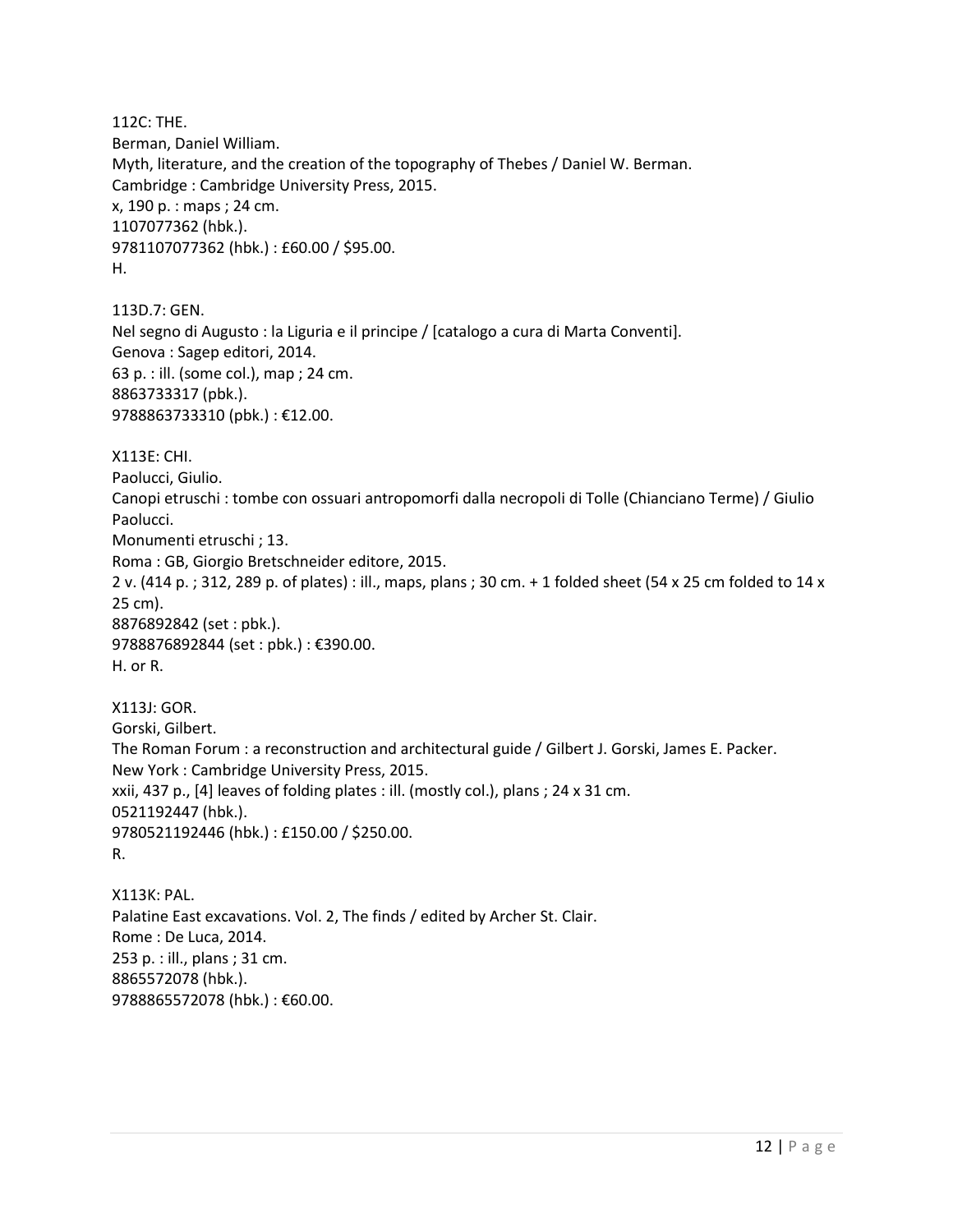112C: THE.
Berman, Daniel William.
Myth, literature, and the creation of the topography of Thebes / Daniel W. Berman.
Cambridge : Cambridge University Press, 2015.
x, 190 p. : maps ; 24 cm.
1107077362 (hbk.).
9781107077362 (hbk.) : £60.00 / $95.00.
H.

113D.7: GEN.
Nel segno di Augusto : la Liguria e il principe / [catalogo a cura di Marta Conventi].
Genova : Sagep editori, 2014.
63 p. : ill. (some col.), map ; 24 cm.
8863733317 (pbk.).
9788863733310 (pbk.) : €12.00.

X113E: CHI.
Paolucci, Giulio.
Canopi etruschi : tombe con ossuari antropomorfi dalla necropoli di Tolle (Chianciano Terme) / Giulio Paolucci.
Monumenti etruschi ; 13.
Roma : GB, Giorgio Bretschneider editore, 2015.
2 v. (414 p. ; 312, 289 p. of plates) : ill., maps, plans ; 30 cm. + 1 folded sheet (54 x 25 cm folded to 14 x 25 cm).
8876892842 (set : pbk.).
9788876892844 (set : pbk.) : €390.00.
H. or R.

X113J: GOR.
Gorski, Gilbert.
The Roman Forum : a reconstruction and architectural guide / Gilbert J. Gorski, James E. Packer.
New York : Cambridge University Press, 2015.
xxii, 437 p., [4] leaves of folding plates : ill. (mostly col.), plans ; 24 x 31 cm.
0521192447 (hbk.).
9780521192446 (hbk.) : £150.00 / $250.00.
R.

X113K: PAL.
Palatine East excavations. Vol. 2, The finds / edited by Archer St. Clair.
Rome : De Luca, 2014.
253 p. : ill., plans ; 31 cm.
8865572078 (hbk.).
9788865572078 (hbk.) : €60.00.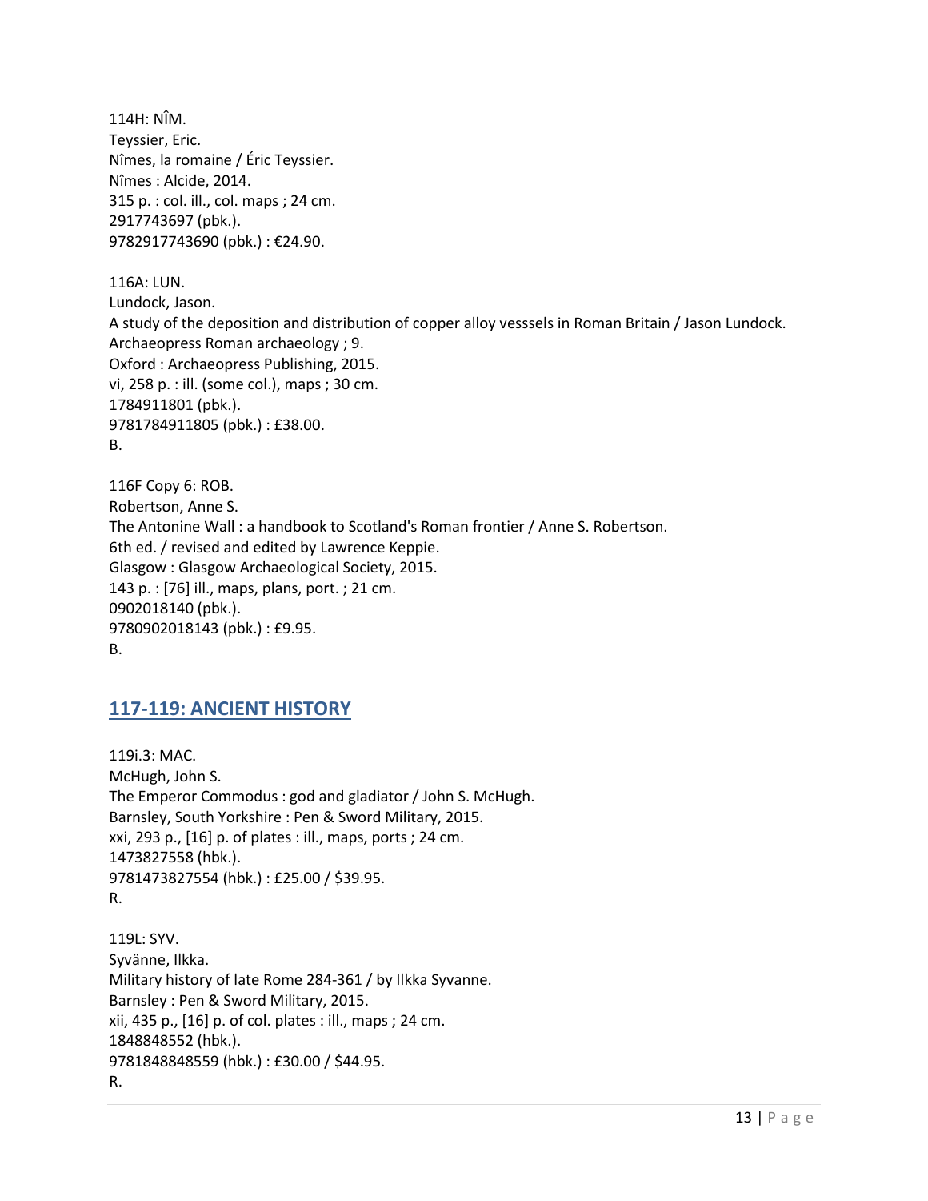114H: NÎM.
Teyssier, Eric.
Nîmes, la romaine / Éric Teyssier.
Nîmes : Alcide, 2014.
315 p. : col. ill., col. maps ; 24 cm.
2917743697 (pbk.).
9782917743690 (pbk.) : €24.90.

116A: LUN.
Lundock, Jason.
A study of the deposition and distribution of copper alloy vesssels in Roman Britain / Jason Lundock.
Archaeopress Roman archaeology ; 9.
Oxford : Archaeopress Publishing, 2015.
vi, 258 p. : ill. (some col.), maps ; 30 cm.
1784911801 (pbk.).
9781784911805 (pbk.) : £38.00.
B.

116F Copy 6: ROB.
Robertson, Anne S.
The Antonine Wall : a handbook to Scotland's Roman frontier / Anne S. Robertson.
6th ed. / revised and edited by Lawrence Keppie.
Glasgow : Glasgow Archaeological Society, 2015.
143 p. : [76] ill., maps, plans, port. ; 21 cm.
0902018140 (pbk.).
9780902018143 (pbk.) : £9.95.
B.

## 117-119: ANCIENT HISTORY

119i.3: MAC.
McHugh, John S.
The Emperor Commodus : god and gladiator / John S. McHugh.
Barnsley, South Yorkshire : Pen & Sword Military, 2015.
xxi, 293 p., [16] p. of plates : ill., maps, ports ; 24 cm.
1473827558 (hbk.).
9781473827554 (hbk.) : £25.00 / $39.95.
R.

119L: SYV.
Syvänne, Ilkka.
Military history of late Rome 284-361 / by Ilkka Syvanne.
Barnsley : Pen & Sword Military, 2015.
xii, 435 p., [16] p. of col. plates : ill., maps ; 24 cm.
1848848552 (hbk.).
9781848848559 (hbk.) : £30.00 / $44.95.
R.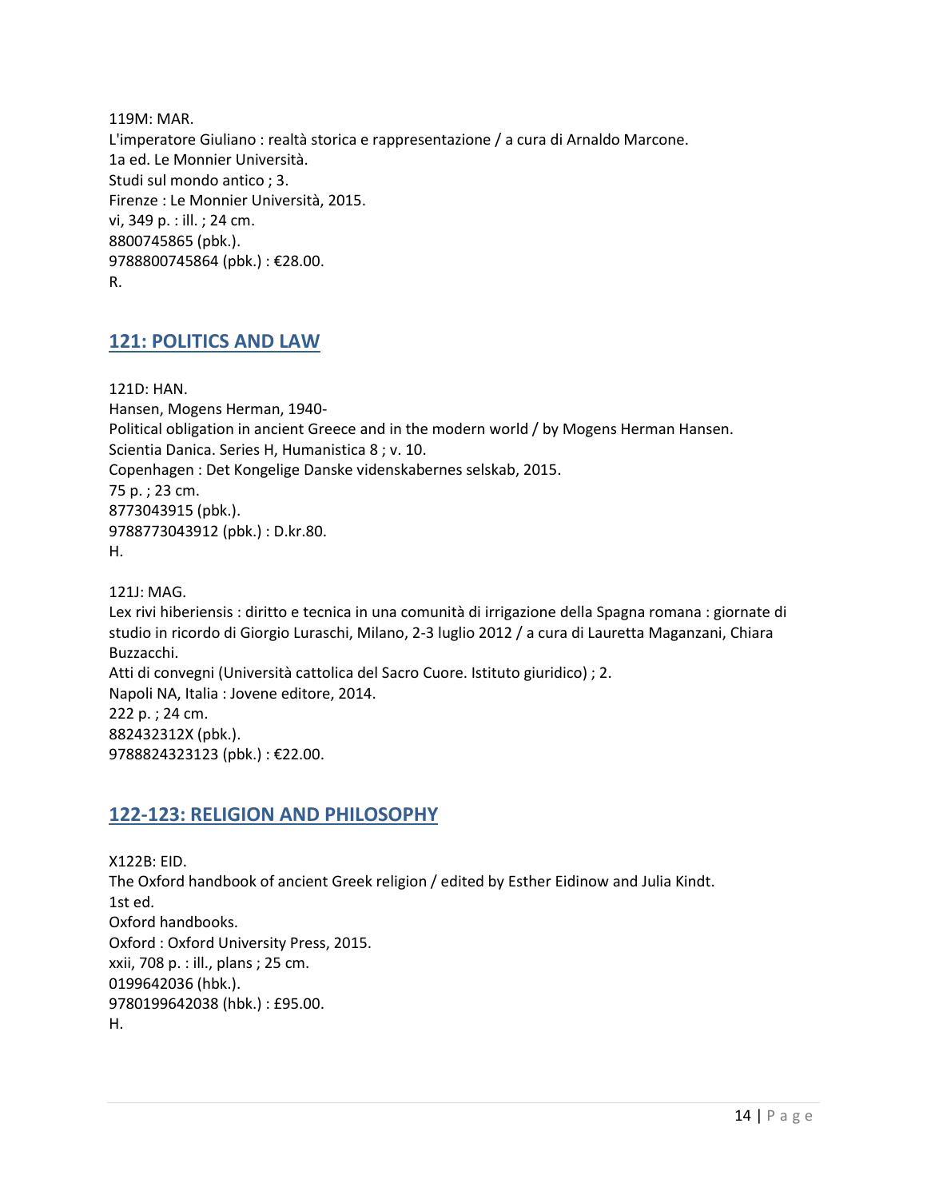119M: MAR.
L'imperatore Giuliano : realtà storica e rappresentazione / a cura di Arnaldo Marcone.
1a ed. Le Monnier Università.
Studi sul mondo antico ; 3.
Firenze : Le Monnier Università, 2015.
vi, 349 p. : ill. ; 24 cm.
8800745865 (pbk.).
9788800745864 (pbk.) : €28.00.
R.

## 121: POLITICS AND LAW

121D: HAN.
Hansen, Mogens Herman, 1940-
Political obligation in ancient Greece and in the modern world / by Mogens Herman Hansen.
Scientia Danica. Series H, Humanistica 8 ; v. 10.
Copenhagen : Det Kongelige Danske videnskabernes selskab, 2015.
75 p. ; 23 cm.
8773043915 (pbk.).
9788773043912 (pbk.) : D.kr.80.
H.

121J: MAG.
Lex rivi hiberiensis : diritto e tecnica in una comunità di irrigazione della Spagna romana : giornate di studio in ricordo di Giorgio Luraschi, Milano, 2-3 luglio 2012 / a cura di Lauretta Maganzani, Chiara Buzzacchi.
Atti di convegni (Università cattolica del Sacro Cuore. Istituto giuridico) ; 2.
Napoli NA, Italia : Jovene editore, 2014.
222 p. ; 24 cm.
882432312X (pbk.).
9788824323123 (pbk.) : €22.00.

## 122-123: RELIGION AND PHILOSOPHY

X122B: EID.
The Oxford handbook of ancient Greek religion / edited by Esther Eidinow and Julia Kindt.
1st ed.
Oxford handbooks.
Oxford : Oxford University Press, 2015.
xxii, 708 p. : ill., plans ; 25 cm.
0199642036 (hbk.).
9780199642038 (hbk.) : £95.00.
H.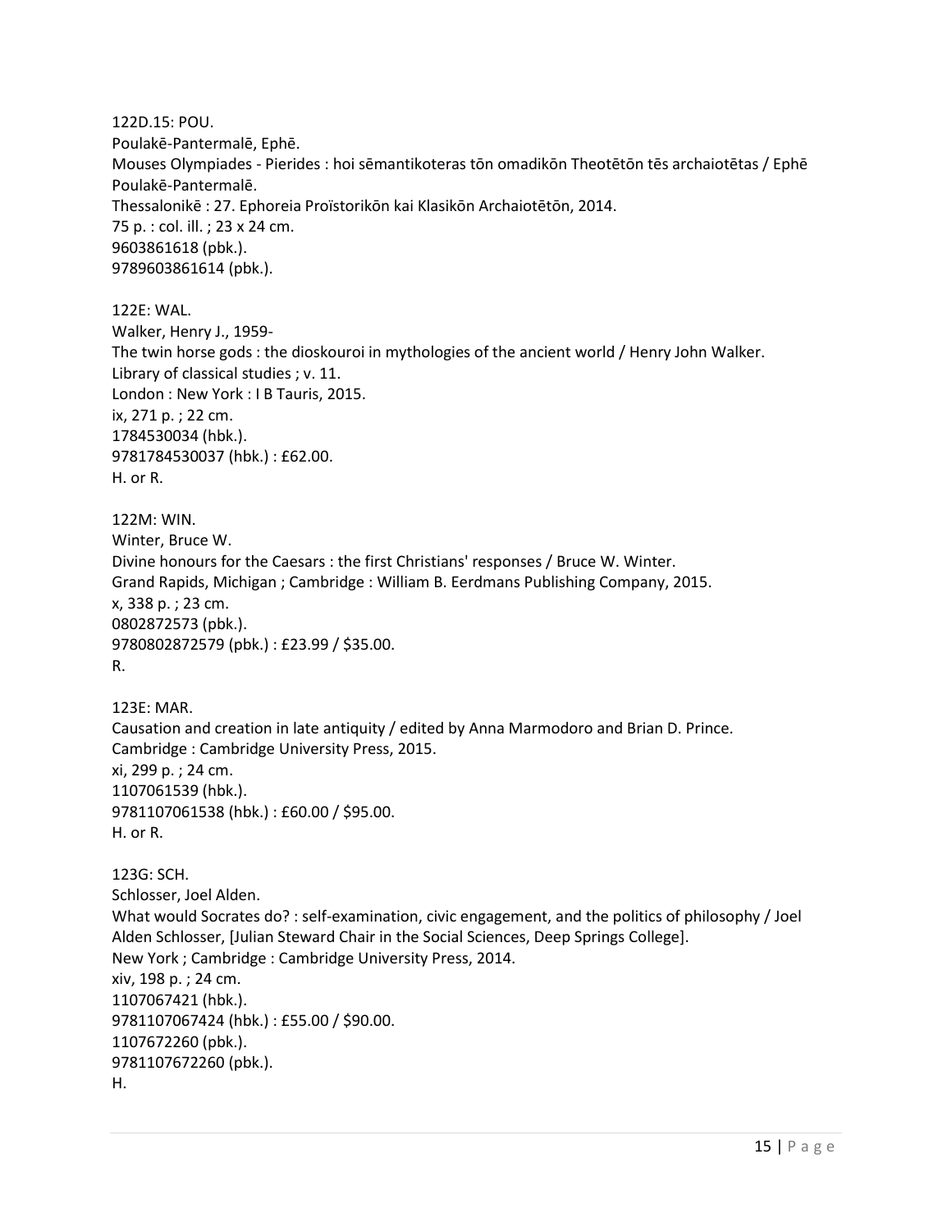122D.15: POU.  
Poulakē-Pantermalē, Ephē.  
Mouses Olympiades - Pierides : hoi sēmantikoteras tōn omadikōn Theotētōn tēs archaiotētas / Ephē Poulakē-Pantermalē.  
Thessalonikē : 27. Ephoreia Proïstorikōn kai Klasikōn Archaiotētōn, 2014.  
75 p. : col. ill. ; 23 x 24 cm.  
9603861618 (pbk.).  
9789603861614 (pbk.).

122E: WAL.  
Walker, Henry J., 1959-  
The twin horse gods : the dioskouroi in mythologies of the ancient world / Henry John Walker.  
Library of classical studies ; v. 11.  
London : New York : I B Tauris, 2015.  
ix, 271 p. ; 22 cm.  
1784530034 (hbk.).  
9781784530037 (hbk.) : £62.00.  
H. or R.

122M: WIN.  
Winter, Bruce W.  
Divine honours for the Caesars : the first Christians' responses / Bruce W. Winter.  
Grand Rapids, Michigan ; Cambridge : William B. Eerdmans Publishing Company, 2015.  
x, 338 p. ; 23 cm.  
0802872573 (pbk.).  
9780802872579 (pbk.) : £23.99 / $35.00.  
R.

123E: MAR.  
Causation and creation in late antiquity / edited by Anna Marmodoro and Brian D. Prince.  
Cambridge : Cambridge University Press, 2015.  
xi, 299 p. ; 24 cm.  
1107061539 (hbk.).  
9781107061538 (hbk.) : £60.00 / $95.00.  
H. or R.

123G: SCH.  
Schlosser, Joel Alden.  
What would Socrates do? : self-examination, civic engagement, and the politics of philosophy / Joel Alden Schlosser, [Julian Steward Chair in the Social Sciences, Deep Springs College].  
New York ; Cambridge : Cambridge University Press, 2014.  
xiv, 198 p. ; 24 cm.  
1107067421 (hbk.).  
9781107067424 (hbk.) : £55.00 / $90.00.  
1107672260 (pbk.).  
9781107672260 (pbk.).  
H.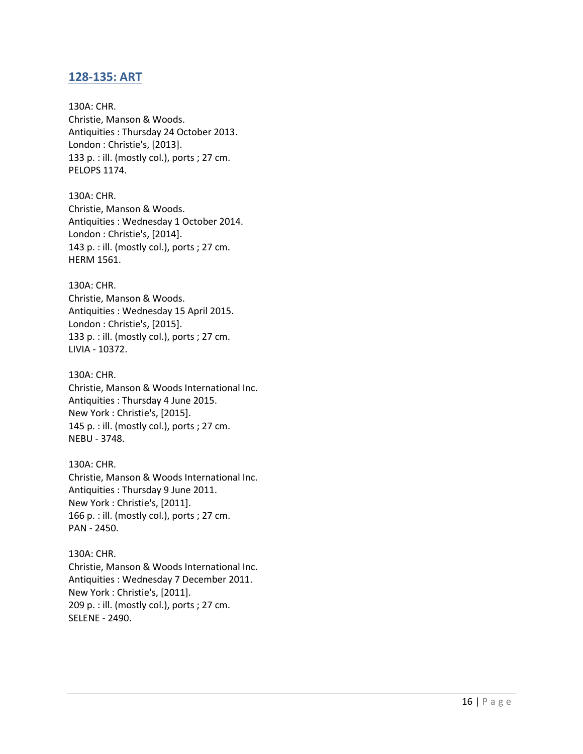## 128-135: ART

130A: CHR.
Christie, Manson & Woods.
Antiquities : Thursday 24 October 2013.
London : Christie's, [2013].
133 p. : ill. (mostly col.), ports ; 27 cm.
PELOPS 1174.

130A: CHR.
Christie, Manson & Woods.
Antiquities : Wednesday 1 October 2014.
London : Christie's, [2014].
143 p. : ill. (mostly col.), ports ; 27 cm.
HERM 1561.

130A: CHR.
Christie, Manson & Woods.
Antiquities : Wednesday 15 April 2015.
London : Christie's, [2015].
133 p. : ill. (mostly col.), ports ; 27 cm.
LIVIA - 10372.

130A: CHR.
Christie, Manson & Woods International Inc.
Antiquities : Thursday 4 June 2015.
New York : Christie's, [2015].
145 p. : ill. (mostly col.), ports ; 27 cm.
NEBU - 3748.

130A: CHR.
Christie, Manson & Woods International Inc.
Antiquities : Thursday 9 June 2011.
New York : Christie's, [2011].
166 p. : ill. (mostly col.), ports ; 27 cm.
PAN - 2450.

130A: CHR.
Christie, Manson & Woods International Inc.
Antiquities : Wednesday 7 December 2011.
New York : Christie's, [2011].
209 p. : ill. (mostly col.), ports ; 27 cm.
SELENE - 2490.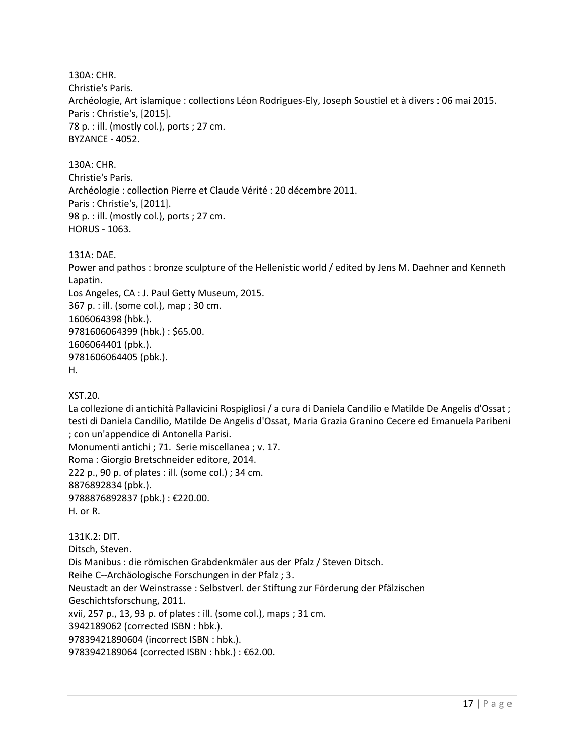130A: CHR.
Christie's Paris.
Archéologie, Art islamique : collections Léon Rodrigues-Ely, Joseph Soustiel et à divers : 06 mai 2015.
Paris : Christie's, [2015].
78 p. : ill. (mostly col.), ports ; 27 cm.
BYZANCE - 4052.

130A: CHR.
Christie's Paris.
Archéologie : collection Pierre et Claude Vérité : 20 décembre 2011.
Paris : Christie's, [2011].
98 p. : ill. (mostly col.), ports ; 27 cm.
HORUS - 1063.

131A: DAE.
Power and pathos : bronze sculpture of the Hellenistic world / edited by Jens M. Daehner and Kenneth Lapatin.
Los Angeles, CA : J. Paul Getty Museum, 2015.
367 p. : ill. (some col.), map ; 30 cm.
1606064398 (hbk.).
9781606064399 (hbk.) : $65.00.
1606064401 (pbk.).
9781606064405 (pbk.).
H.

XST.20.
La collezione di antichità Pallavicini Rospigliosi / a cura di Daniela Candilio e Matilde De Angelis d'Ossat ; testi di Daniela Candilio, Matilde De Angelis d'Ossat, Maria Grazia Granino Cecere ed Emanuela Paribeni ; con un'appendice di Antonella Parisi.
Monumenti antichi ; 71. Serie miscellanea ; v. 17.
Roma : Giorgio Bretschneider editore, 2014.
222 p., 90 p. of plates : ill. (some col.) ; 34 cm.
8876892834 (pbk.).
9788876892837 (pbk.) : €220.00.
H. or R.

131K.2: DIT.
Ditsch, Steven.
Dis Manibus : die römischen Grabdenkmäler aus der Pfalz / Steven Ditsch.
Reihe C--Archäologische Forschungen in der Pfalz ; 3.
Neustadt an der Weinstrasse : Selbstverl. der Stiftung zur Förderung der Pfälzischen Geschichtsforschung, 2011.
xvii, 257 p., 13, 93 p. of plates : ill. (some col.), maps ; 31 cm.
3942189062 (corrected ISBN : hbk.).
97839421890604 (incorrect ISBN : hbk.).
9783942189064 (corrected ISBN : hbk.) : €62.00.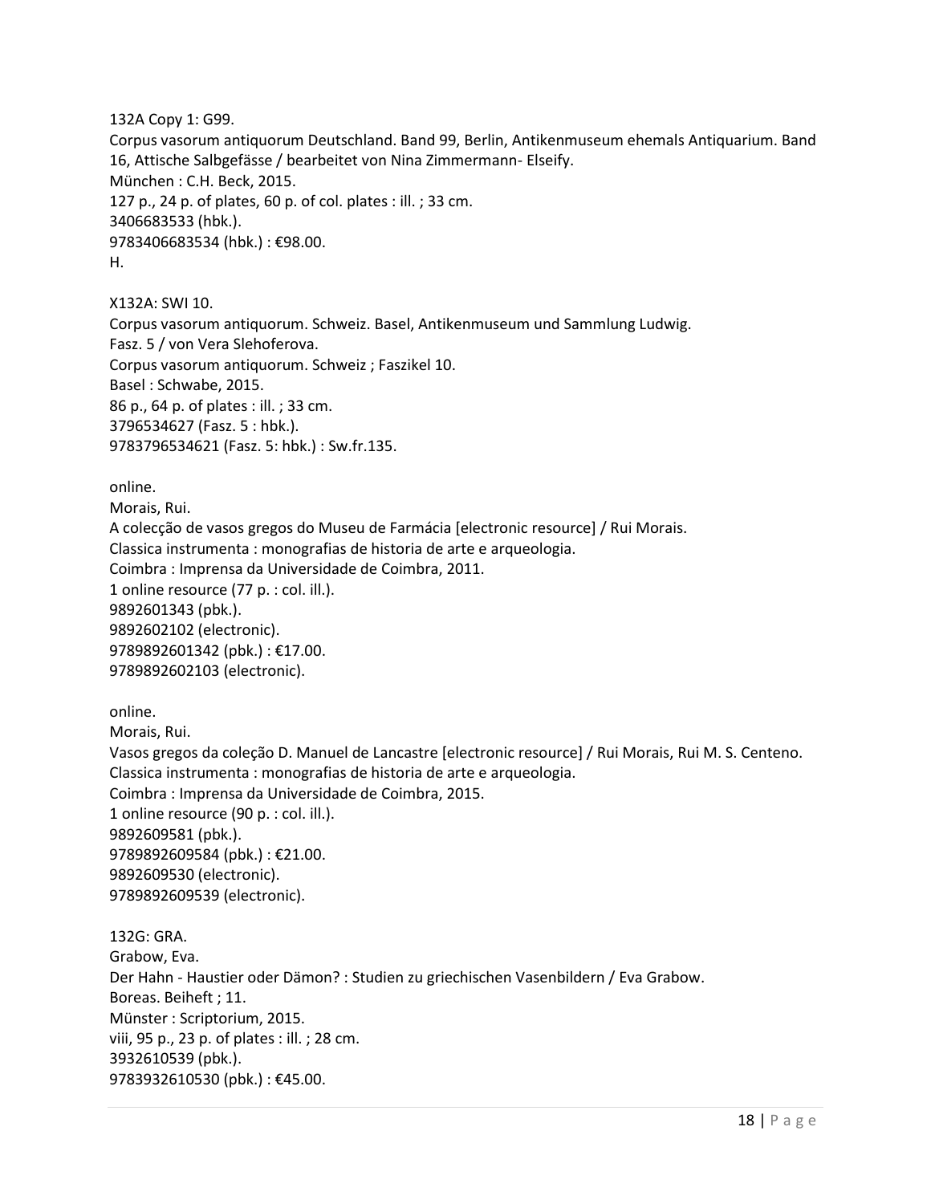132A Copy 1: G99.
Corpus vasorum antiquorum Deutschland. Band 99, Berlin, Antikenmuseum ehemals Antiquarium. Band 16, Attische Salbgefässe / bearbeitet von Nina Zimmermann- Elseify.
München : C.H. Beck, 2015.
127 p., 24 p. of plates, 60 p. of col. plates : ill. ; 33 cm.
3406683533 (hbk.).
9783406683534 (hbk.) : €98.00.
H.

X132A: SWI 10.
Corpus vasorum antiquorum. Schweiz. Basel, Antikenmuseum und Sammlung Ludwig.
Fasz. 5 / von Vera Slehoferova.
Corpus vasorum antiquorum. Schweiz ; Faszikel 10.
Basel : Schwabe, 2015.
86 p., 64 p. of plates : ill. ; 33 cm.
3796534627 (Fasz. 5 : hbk.).
9783796534621 (Fasz. 5: hbk.) : Sw.fr.135.

online.
Morais, Rui.
A colecção de vasos gregos do Museu de Farmácia [electronic resource] / Rui Morais.
Classica instrumenta : monografias de historia de arte e arqueologia.
Coimbra : Imprensa da Universidade de Coimbra, 2011.
1 online resource (77 p. : col. ill.).
9892601343 (pbk.).
9892602102 (electronic).
9789892601342 (pbk.) : €17.00.
9789892602103 (electronic).

online.
Morais, Rui.
Vasos gregos da coleção D. Manuel de Lancastre [electronic resource] / Rui Morais, Rui M. S. Centeno.
Classica instrumenta : monografias de historia de arte e arqueologia.
Coimbra : Imprensa da Universidade de Coimbra, 2015.
1 online resource (90 p. : col. ill.).
9892609581 (pbk.).
9789892609584 (pbk.) : €21.00.
9892609530 (electronic).
9789892609539 (electronic).

132G: GRA.
Grabow, Eva.
Der Hahn - Haustier oder Dämon? : Studien zu griechischen Vasenbildern / Eva Grabow.
Boreas. Beiheft ; 11.
Münster : Scriptorium, 2015.
viii, 95 p., 23 p. of plates : ill. ; 28 cm.
3932610539 (pbk.).
9783932610530 (pbk.) : €45.00.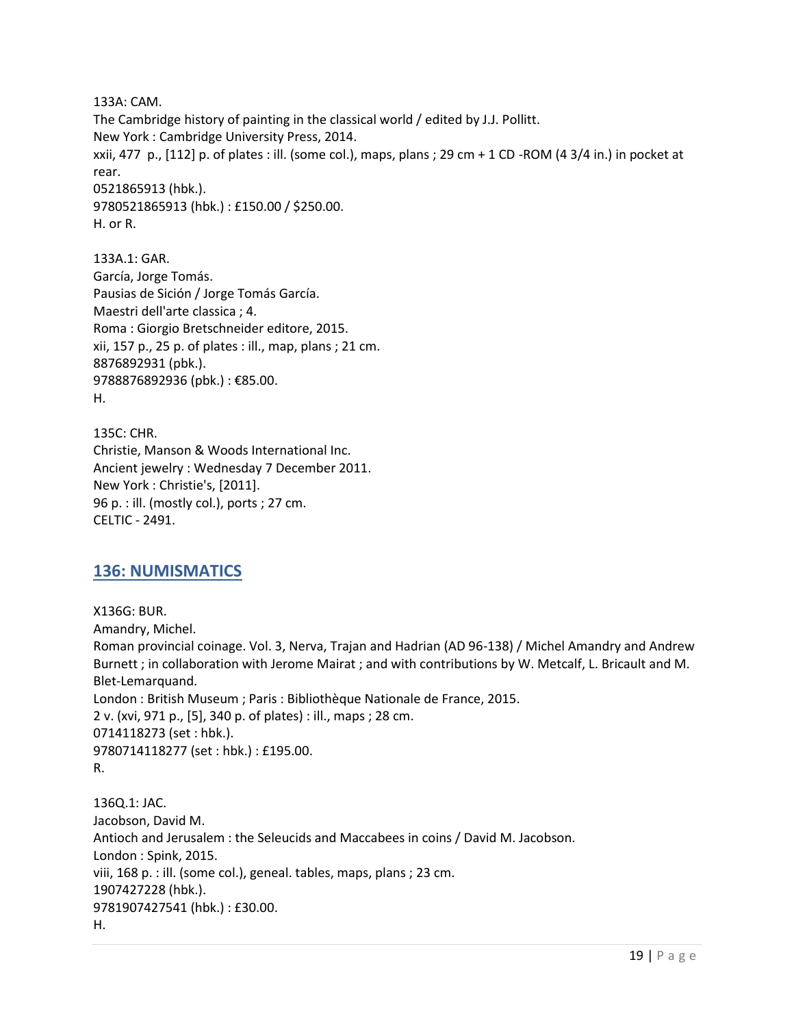133A: CAM.  
The Cambridge history of painting in the classical world / edited by J.J. Pollitt.  
New York : Cambridge University Press, 2014.  
xxii, 477 p., [112] p. of plates : ill. (some col.), maps, plans ; 29 cm + 1 CD -ROM (4 3/4 in.) in pocket at rear.  
0521865913 (hbk.).  
9780521865913 (hbk.) : £150.00 / $250.00.  
H. or R.

133A.1: GAR.  
García, Jorge Tomás.  
Pausias de Sición / Jorge Tomás García.  
Maestri dell'arte classica ; 4.  
Roma : Giorgio Bretschneider editore, 2015.  
xii, 157 p., 25 p. of plates : ill., map, plans ; 21 cm.  
8876892931 (pbk.).  
9788876892936 (pbk.) : €85.00.  
H.

135C: CHR.  
Christie, Manson & Woods International Inc.  
Ancient jewelry : Wednesday 7 December 2011.  
New York : Christie's, [2011].  
96 p. : ill. (mostly col.), ports ; 27 cm.  
CELTIC - 2491.

## 136: NUMISMATICS

X136G: BUR.  
Amandry, Michel.  
Roman provincial coinage. Vol. 3, Nerva, Trajan and Hadrian (AD 96-138) / Michel Amandry and Andrew Burnett ; in collaboration with Jerome Mairat ; and with contributions by W. Metcalf, L. Bricault and M. Blet-Lemarquand.  
London : British Museum ; Paris : Bibliothèque Nationale de France, 2015.  
2 v. (xvi, 971 p., [5], 340 p. of plates) : ill., maps ; 28 cm.  
0714118273 (set : hbk.).  
9780714118277 (set : hbk.) : £195.00.  
R.

136Q.1: JAC.  
Jacobson, David M.  
Antioch and Jerusalem : the Seleucids and Maccabees in coins / David M. Jacobson.  
London : Spink, 2015.  
viii, 168 p. : ill. (some col.), geneal. tables, maps, plans ; 23 cm.  
1907427228 (hbk.).  
9781907427541 (hbk.) : £30.00.  
H.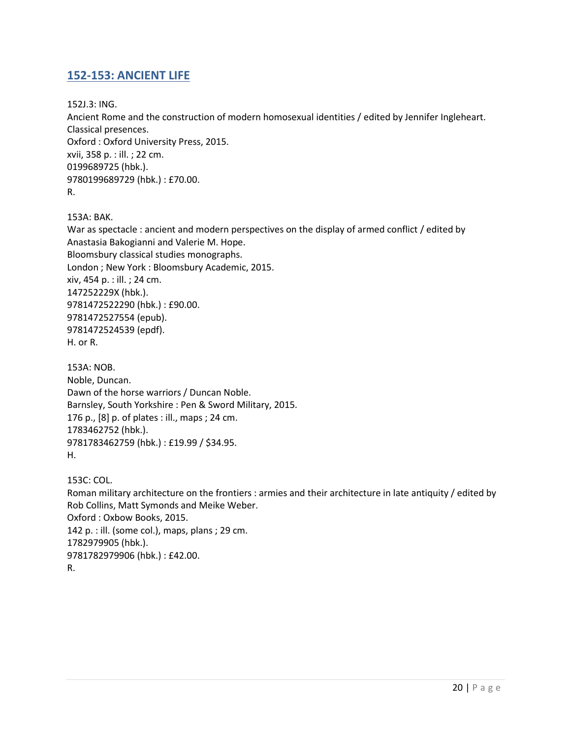## 152-153: ANCIENT LIFE

152J.3: ING.
Ancient Rome and the construction of modern homosexual identities / edited by Jennifer Ingleheart.
Classical presences.
Oxford : Oxford University Press, 2015.
xvii, 358 p. : ill. ; 22 cm.
0199689725 (hbk.).
9780199689729 (hbk.) : £70.00.
R.

153A: BAK.
War as spectacle : ancient and modern perspectives on the display of armed conflict / edited by Anastasia Bakogianni and Valerie M. Hope.
Bloomsbury classical studies monographs.
London ; New York : Bloomsbury Academic, 2015.
xiv, 454 p. : ill. ; 24 cm.
147252229X (hbk.).
9781472522290 (hbk.) : £90.00.
9781472527554 (epub).
9781472524539 (epdf).
H. or R.

153A: NOB.
Noble, Duncan.
Dawn of the horse warriors / Duncan Noble.
Barnsley, South Yorkshire : Pen & Sword Military, 2015.
176 p., [8] p. of plates : ill., maps ; 24 cm.
1783462752 (hbk.).
9781783462759 (hbk.) : £19.99 / $34.95.
H.

153C: COL.
Roman military architecture on the frontiers : armies and their architecture in late antiquity / edited by Rob Collins, Matt Symonds and Meike Weber.
Oxford : Oxbow Books, 2015.
142 p. : ill. (some col.), maps, plans ; 29 cm.
1782979905 (hbk.).
9781782979906 (hbk.) : £42.00.
R.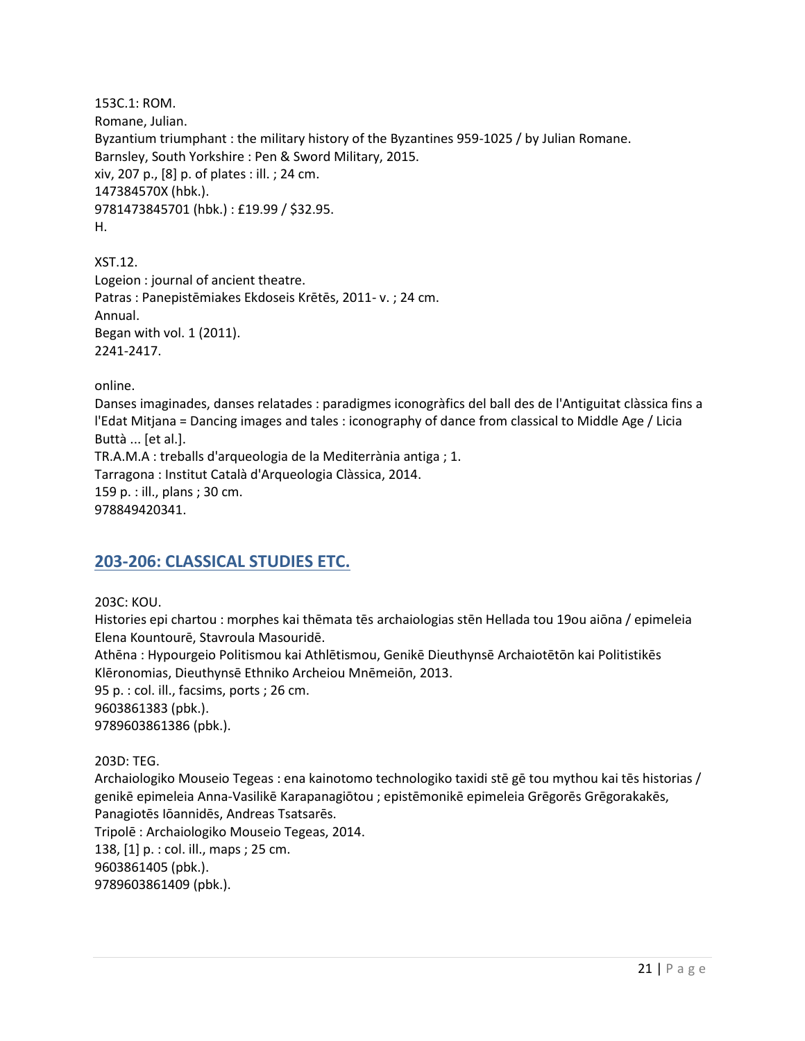153C.1: ROM.
Romane, Julian.
Byzantium triumphant : the military history of the Byzantines 959-1025 / by Julian Romane.
Barnsley, South Yorkshire : Pen & Sword Military, 2015.
xiv, 207 p., [8] p. of plates : ill. ; 24 cm.
147384570X (hbk.).
9781473845701 (hbk.) : £19.99 / $32.95.
H.

XST.12.
Logeion : journal of ancient theatre.
Patras : Panepistēmiakes Ekdoseis Krētēs, 2011- v. ; 24 cm.
Annual.
Began with vol. 1 (2011).
2241-2417.

online.
Danses imaginades, danses relatades : paradigmes iconogràfics del ball des de l'Antiguitat clàssica fins a l'Edat Mitjana = Dancing images and tales : iconography of dance from classical to Middle Age / Licia Buttà ... [et al.].
TR.A.M.A : treballs d'arqueologia de la Mediterrània antiga ; 1.
Tarragona : Institut Català d'Arqueologia Clàssica, 2014.
159 p. : ill., plans ; 30 cm.
978849420341.

## 203-206: CLASSICAL STUDIES ETC.

203C: KOU.
Histories epi chartou : morphes kai thēmata tēs archaiologias stēn Hellada tou 19ou aiōna / epimeleia Elena Kountourē, Stavroula Masouridē.
Athēna : Hypourgeio Politismou kai Athlētismou, Genikē Dieuthynsē Archaiotētōn kai Politistikēs Klēronomias, Dieuthynsē Ethniko Archeiou Mnēmeiōn, 2013.
95 p. : col. ill., facsims, ports ; 26 cm.
9603861383 (pbk.).
9789603861386 (pbk.).

203D: TEG.
Archaiologiko Mouseio Tegeas : ena kainotomo technologiko taxidi stē gē tou mythou kai tēs historias / genikē epimeleia Anna-Vasilikē Karapanagiōtou ; epistēmonikē epimeleia Grēgorēs Grēgorakakēs, Panagiotēs Iōannidēs, Andreas Tsatsarēs.
Tripolē : Archaiologiko Mouseio Tegeas, 2014.
138, [1] p. : col. ill., maps ; 25 cm.
9603861405 (pbk.).
9789603861409 (pbk.).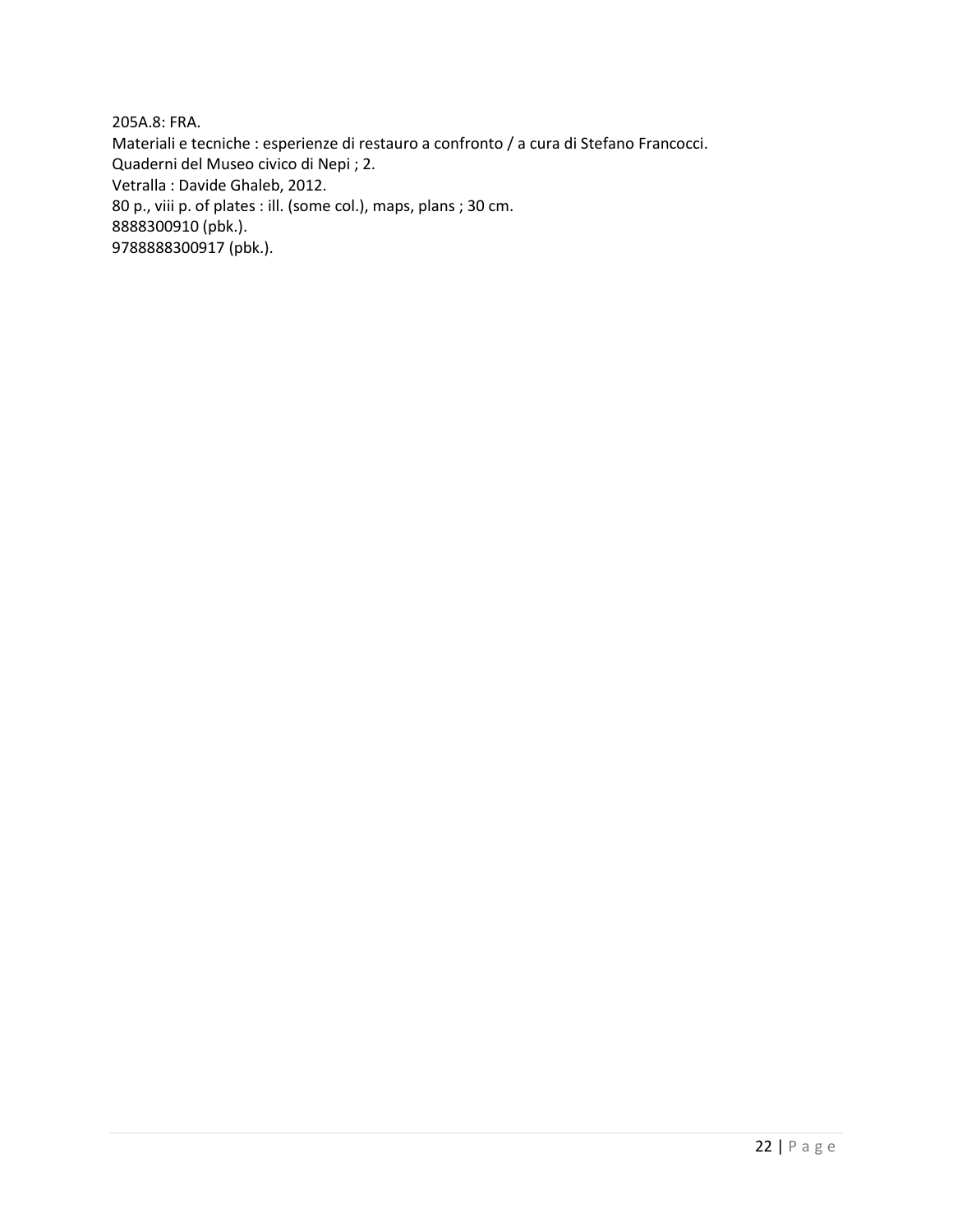205A.8: FRA.
Materiali e tecniche : esperienze di restauro a confronto / a cura di Stefano Francocci.
Quaderni del Museo civico di Nepi ; 2.
Vetralla : Davide Ghaleb, 2012.
80 p., viii p. of plates : ill. (some col.), maps, plans ; 30 cm.
8888300910 (pbk.).
9788888300917 (pbk.).